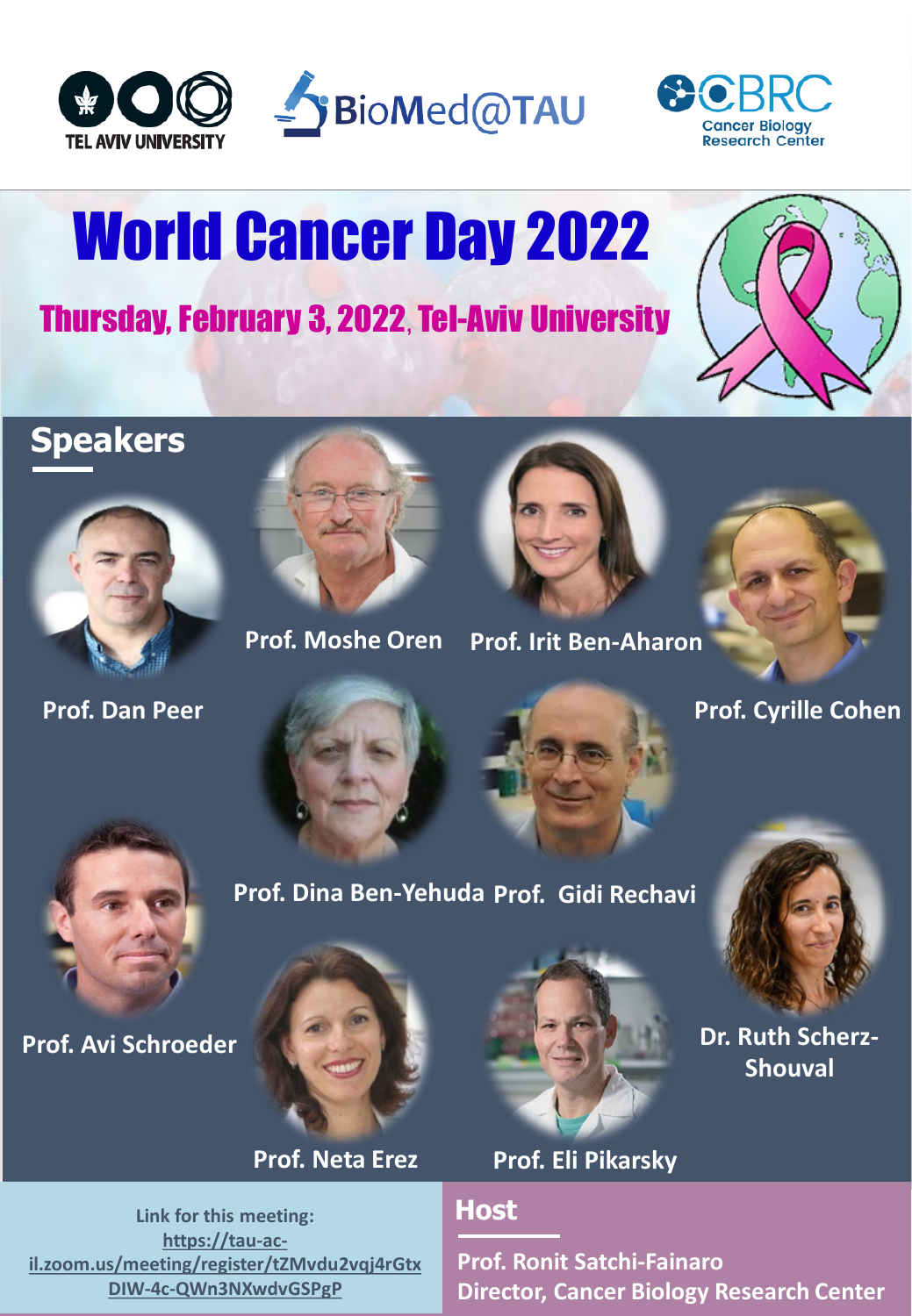TEL AVIV UNIVERSITY

BioMed@TAU

CBRC Cancer Biology Research Center

# World Cancer Day 2022

## Thursday, February 3, 2022, Tel-Aviv University

## Speakers

- Prof. Dan Peer
- Prof. Moshe Oren
- Prof. Irit Ben-Aharon
- Prof. Cyrille Cohen
- Prof. Dina Ben-Yehuda
- Prof. Gidi Rechavi
- Prof. Avi Schroeder
- Dr. Ruth Scherz-Shouval
- Prof. Neta Erez
- Prof. Eli Pikarsky

Link for this meeting:
https://tau-ac-il.zoom.us/meeting/register/tZMvdu2vqj4rGtxDIW-4c-QWn3NXwdvGSPgP

## Host

**Prof. Ronit Satchi-Fainaro**
**Director, Cancer Biology Research Center**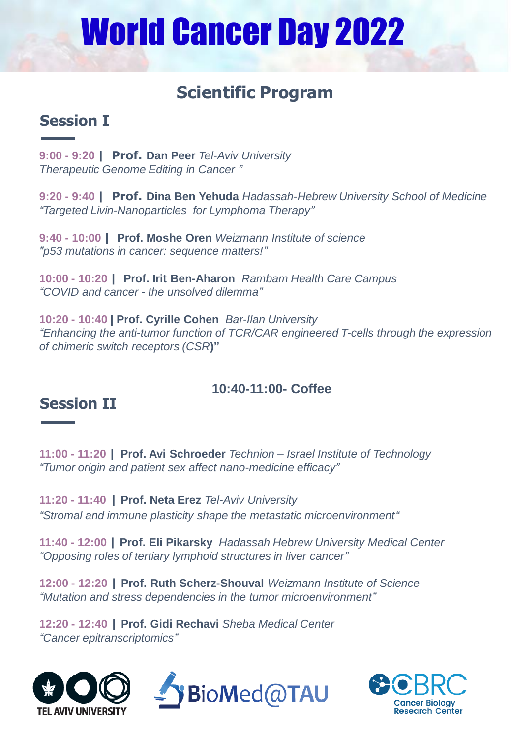# World Cancer Day 2022

## Scientific Program

### Session I

**9:00 - 9:20 | Prof. Dan Peer** *Tel-Aviv University*
*Therapeutic Genome Editing in Cancer "*

**9:20 - 9:40 | Prof. Dina Ben Yehuda** *Hadassah-Hebrew University School of Medicine*
*"Targeted Livin-Nanoparticles for Lymphoma Therapy"*

**9:40 - 10:00 | Prof. Moshe Oren** *Weizmann Institute of science*
*"p53 mutations in cancer: sequence matters!"*

**10:00 - 10:20 | Prof. Irit Ben-Aharon** *Rambam Health Care Campus*
*"COVID and cancer - the unsolved dilemma"*

**10:20 - 10:40 | Prof. Cyrille Cohen** *Bar-Ilan University*
*"Enhancing the anti-tumor function of TCR/CAR engineered T-cells through the expression of chimeric switch receptors (CSR)"*

**10:40-11:00- Coffee**

### Session II

**11:00 - 11:20 | Prof. Avi Schroeder** *Technion – Israel Institute of Technology*
*"Tumor origin and patient sex affect nano-medicine efficacy"*

**11:20 - 11:40 | Prof. Neta Erez** *Tel-Aviv University*
*"Stromal and immune plasticity shape the metastatic microenvironment"*

**11:40 - 12:00 | Prof. Eli Pikarsky** *Hadassah Hebrew University Medical Center*
*"Opposing roles of tertiary lymphoid structures in liver cancer"*

**12:00 - 12:20 | Prof. Ruth Scherz-Shouval** *Weizmann Institute of Science*
*"Mutation and stress dependencies in the tumor microenvironment"*

**12:20 - 12:40 | Prof. Gidi Rechavi** *Sheba Medical Center*
*"Cancer epitranscriptomics"*

TEL AVIV UNIVERSITY

BioMed@TAU

CBRC Cancer Biology Research Center